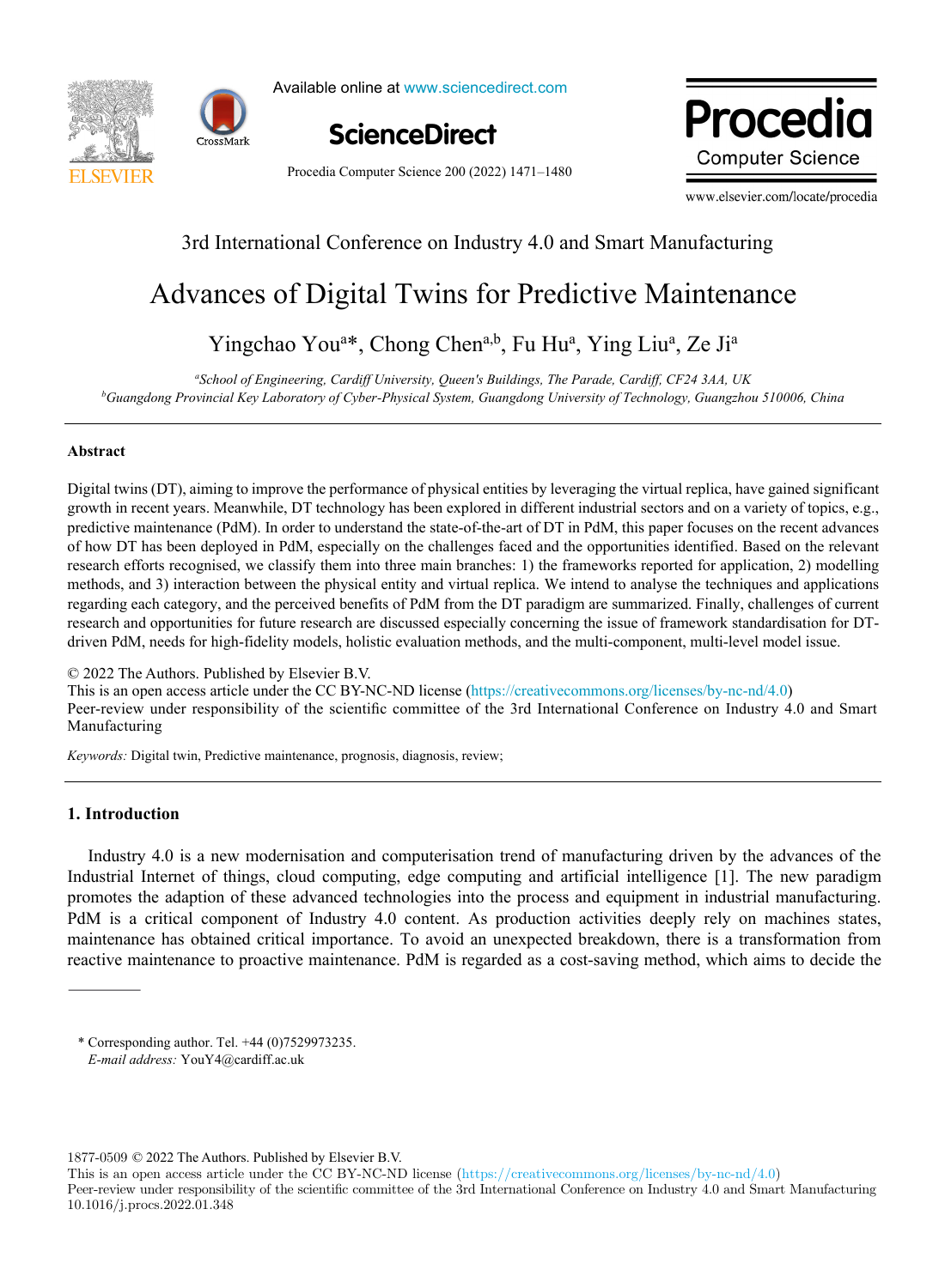3rd International Conference on Industry 4.0 and Smart Manufacturing

# Advances of Digital Twins for Predictive Maintenance

Yingchao You[a]*, Chong Chen[a,b], Fu Hu[a], Ying Liu[a], Ze Ji[a]

[a]School of Engineering, Cardiff University, Queen's Buildings, The Parade, Cardiff, CF24 3AA, UK
[b]Guangdong Provincial Key Laboratory of Cyber-Physical System, Guangdong University of Technology, Guangzhou 510006, China

## Abstract

Digital twins (DT), aiming to improve the performance of physical entities by leveraging the virtual replica, have gained significant growth in recent years. Meanwhile, DT technology has been explored in different industrial sectors and on a variety of topics, e.g., predictive maintenance (PdM). In order to understand the state-of-the-art of DT in PdM, this paper focuses on the recent advances of how DT has been deployed in PdM, especially on the challenges faced and the opportunities identified. Based on the relevant research efforts recognised, we classify them into three main branches: 1) the frameworks reported for application, 2) modelling methods, and 3) interaction between the physical entity and virtual replica. We intend to analyse the techniques and applications regarding each category, and the perceived benefits of PdM from the DT paradigm are summarized. Finally, challenges of current research and opportunities for future research are discussed especially concerning the issue of framework standardisation for DT-driven PdM, needs for high-fidelity models, holistic evaluation methods, and the multi-component, multi-level model issue.

© 2022 The Authors. Published by Elsevier B.V.
This is an open access article under the CC BY-NC-ND license (https://creativecommons.org/licenses/by-nc-nd/4.0)
Peer-review under responsibility of the scientific committee of the 3rd International Conference on Industry 4.0 and Smart Manufacturing

*Keywords:* Digital twin, Predictive maintenance, prognosis, diagnosis, review;

## 1. Introduction

Industry 4.0 is a new modernisation and computerisation trend of manufacturing driven by the advances of the Industrial Internet of things, cloud computing, edge computing and artificial intelligence [1]. The new paradigm promotes the adaption of these advanced technologies into the process and equipment in industrial manufacturing. PdM is a critical component of Industry 4.0 content. As production activities deeply rely on machines states, maintenance has obtained critical importance. To avoid an unexpected breakdown, there is a transformation from reactive maintenance to proactive maintenance. PdM is regarded as a cost-saving method, which aims to decide the

\* Corresponding author. Tel. +44 (0)7529973235.
*E-mail address:* YouY4@cardiff.ac.uk

1877-0509 © 2022 The Authors. Published by Elsevier B.V.
This is an open access article under the CC BY-NC-ND license (https://creativecommons.org/licenses/by-nc-nd/4.0)
Peer-review under responsibility of the scientific committee of the 3rd International Conference on Industry 4.0 and Smart Manufacturing
10.1016/j.procs.2022.01.348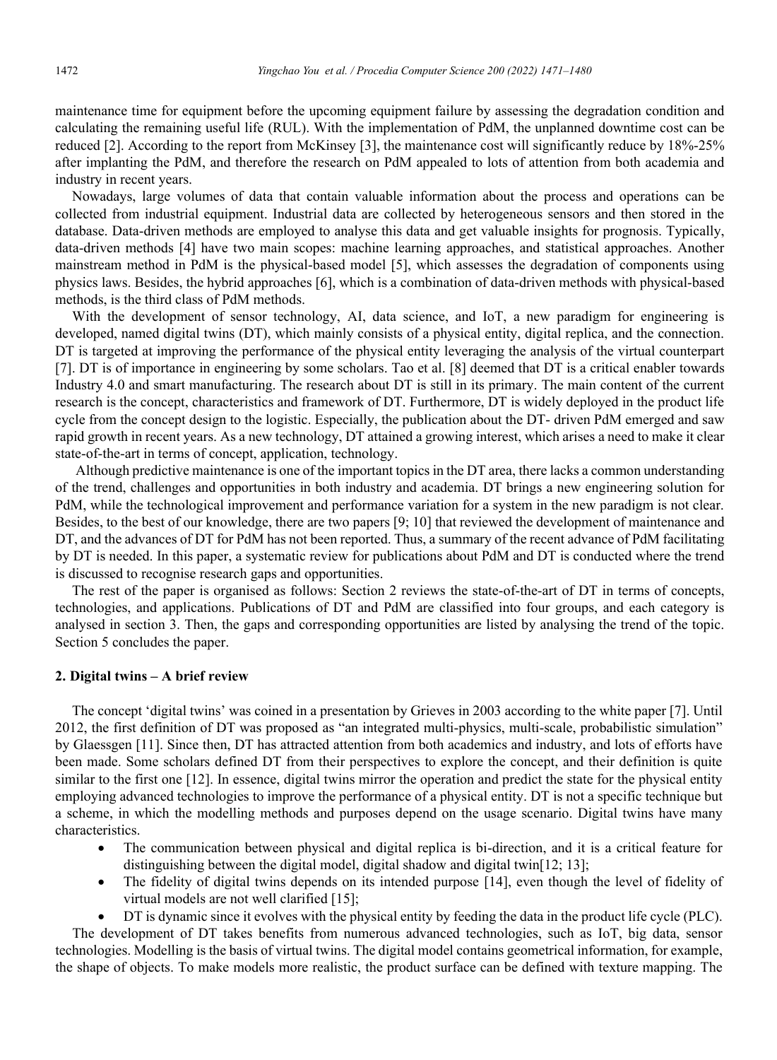maintenance time for equipment before the upcoming equipment failure by assessing the degradation condition and calculating the remaining useful life (RUL). With the implementation of PdM, the unplanned downtime cost can be reduced [2]. According to the report from McKinsey [3], the maintenance cost will significantly reduce by 18%-25% after implanting the PdM, and therefore the research on PdM appealed to lots of attention from both academia and industry in recent years.

Nowadays, large volumes of data that contain valuable information about the process and operations can be collected from industrial equipment. Industrial data are collected by heterogeneous sensors and then stored in the database. Data-driven methods are employed to analyse this data and get valuable insights for prognosis. Typically, data-driven methods [4] have two main scopes: machine learning approaches, and statistical approaches. Another mainstream method in PdM is the physical-based model [5], which assesses the degradation of components using physics laws. Besides, the hybrid approaches [6], which is a combination of data-driven methods with physical-based methods, is the third class of PdM methods.

With the development of sensor technology, AI, data science, and IoT, a new paradigm for engineering is developed, named digital twins (DT), which mainly consists of a physical entity, digital replica, and the connection. DT is targeted at improving the performance of the physical entity leveraging the analysis of the virtual counterpart [7]. DT is of importance in engineering by some scholars. Tao et al. [8] deemed that DT is a critical enabler towards Industry 4.0 and smart manufacturing. The research about DT is still in its primary. The main content of the current research is the concept, characteristics and framework of DT. Furthermore, DT is widely deployed in the product life cycle from the concept design to the logistic. Especially, the publication about the DT- driven PdM emerged and saw rapid growth in recent years. As a new technology, DT attained a growing interest, which arises a need to make it clear state-of-the-art in terms of concept, application, technology.

Although predictive maintenance is one of the important topics in the DT area, there lacks a common understanding of the trend, challenges and opportunities in both industry and academia. DT brings a new engineering solution for PdM, while the technological improvement and performance variation for a system in the new paradigm is not clear. Besides, to the best of our knowledge, there are two papers [9; 10] that reviewed the development of maintenance and DT, and the advances of DT for PdM has not been reported. Thus, a summary of the recent advance of PdM facilitating by DT is needed. In this paper, a systematic review for publications about PdM and DT is conducted where the trend is discussed to recognise research gaps and opportunities.

The rest of the paper is organised as follows: Section 2 reviews the state-of-the-art of DT in terms of concepts, technologies, and applications. Publications of DT and PdM are classified into four groups, and each category is analysed in section 3. Then, the gaps and corresponding opportunities are listed by analysing the trend of the topic. Section 5 concludes the paper.

## 2. Digital twins – A brief review

The concept 'digital twins' was coined in a presentation by Grieves in 2003 according to the white paper [7]. Until 2012, the first definition of DT was proposed as "an integrated multi-physics, multi-scale, probabilistic simulation" by Glaessgen [11]. Since then, DT has attracted attention from both academics and industry, and lots of efforts have been made. Some scholars defined DT from their perspectives to explore the concept, and their definition is quite similar to the first one [12]. In essence, digital twins mirror the operation and predict the state for the physical entity employing advanced technologies to improve the performance of a physical entity. DT is not a specific technique but a scheme, in which the modelling methods and purposes depend on the usage scenario. Digital twins have many characteristics.

- The communication between physical and digital replica is bi-direction, and it is a critical feature for distinguishing between the digital model, digital shadow and digital twin[12; 13];
- The fidelity of digital twins depends on its intended purpose [14], even though the level of fidelity of virtual models are not well clarified [15];
- DT is dynamic since it evolves with the physical entity by feeding the data in the product life cycle (PLC).

The development of DT takes benefits from numerous advanced technologies, such as IoT, big data, sensor technologies. Modelling is the basis of virtual twins. The digital model contains geometrical information, for example, the shape of objects. To make models more realistic, the product surface can be defined with texture mapping. The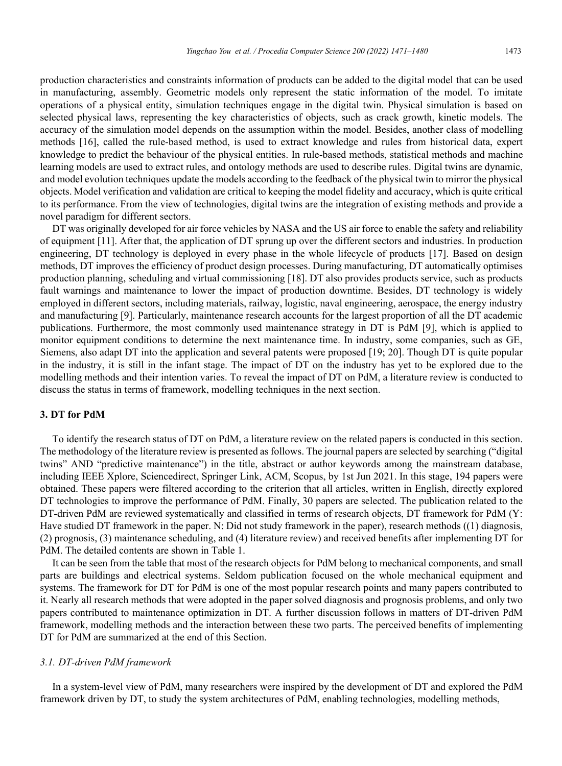production characteristics and constraints information of products can be added to the digital model that can be used in manufacturing, assembly. Geometric models only represent the static information of the model. To imitate operations of a physical entity, simulation techniques engage in the digital twin. Physical simulation is based on selected physical laws, representing the key characteristics of objects, such as crack growth, kinetic models. The accuracy of the simulation model depends on the assumption within the model. Besides, another class of modelling methods [16], called the rule-based method, is used to extract knowledge and rules from historical data, expert knowledge to predict the behaviour of the physical entities. In rule-based methods, statistical methods and machine learning models are used to extract rules, and ontology methods are used to describe rules. Digital twins are dynamic, and model evolution techniques update the models according to the feedback of the physical twin to mirror the physical objects. Model verification and validation are critical to keeping the model fidelity and accuracy, which is quite critical to its performance. From the view of technologies, digital twins are the integration of existing methods and provide a novel paradigm for different sectors.

DT was originally developed for air force vehicles by NASA and the US air force to enable the safety and reliability of equipment [11]. After that, the application of DT sprung up over the different sectors and industries. In production engineering, DT technology is deployed in every phase in the whole lifecycle of products [17]. Based on design methods, DT improves the efficiency of product design processes. During manufacturing, DT automatically optimises production planning, scheduling and virtual commissioning [18]. DT also provides products service, such as products fault warnings and maintenance to lower the impact of production downtime. Besides, DT technology is widely employed in different sectors, including materials, railway, logistic, naval engineering, aerospace, the energy industry and manufacturing [9]. Particularly, maintenance research accounts for the largest proportion of all the DT academic publications. Furthermore, the most commonly used maintenance strategy in DT is PdM [9], which is applied to monitor equipment conditions to determine the next maintenance time. In industry, some companies, such as GE, Siemens, also adapt DT into the application and several patents were proposed [19; 20]. Though DT is quite popular in the industry, it is still in the infant stage. The impact of DT on the industry has yet to be explored due to the modelling methods and their intention varies. To reveal the impact of DT on PdM, a literature review is conducted to discuss the status in terms of framework, modelling techniques in the next section.

## 3. DT for PdM

To identify the research status of DT on PdM, a literature review on the related papers is conducted in this section. The methodology of the literature review is presented as follows. The journal papers are selected by searching ("digital twins" AND "predictive maintenance") in the title, abstract or author keywords among the mainstream database, including IEEE Xplore, Sciencedirect, Springer Link, ACM, Scopus, by 1st Jun 2021. In this stage, 194 papers were obtained. These papers were filtered according to the criterion that all articles, written in English, directly explored DT technologies to improve the performance of PdM. Finally, 30 papers are selected. The publication related to the DT-driven PdM are reviewed systematically and classified in terms of research objects, DT framework for PdM (Y: Have studied DT framework in the paper. N: Did not study framework in the paper), research methods ((1) diagnosis, (2) prognosis, (3) maintenance scheduling, and (4) literature review) and received benefits after implementing DT for PdM. The detailed contents are shown in Table 1.

It can be seen from the table that most of the research objects for PdM belong to mechanical components, and small parts are buildings and electrical systems. Seldom publication focused on the whole mechanical equipment and systems. The framework for DT for PdM is one of the most popular research points and many papers contributed to it. Nearly all research methods that were adopted in the paper solved diagnosis and prognosis problems, and only two papers contributed to maintenance optimization in DT. A further discussion follows in matters of DT-driven PdM framework, modelling methods and the interaction between these two parts. The perceived benefits of implementing DT for PdM are summarized at the end of this Section.

### 3.1. DT-driven PdM framework

In a system-level view of PdM, many researchers were inspired by the development of DT and explored the PdM framework driven by DT, to study the system architectures of PdM, enabling technologies, modelling methods,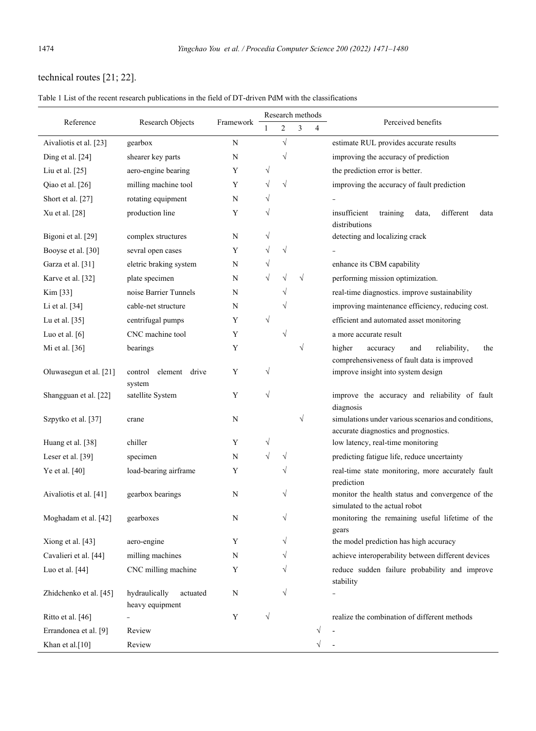technical routes [21; 22].

Table 1 List of the recent research publications in the field of DT-driven PdM with the classifications

| Reference | Research Objects | Framework | Research methods | | | | Perceived benefits |
|---|---|---|---|---|---|---|---|
| | | | 1 | 2 | 3 | 4 | |
| Aivaliotis et al. [23] | gearbox | N | | √ | | | estimate RUL provides accurate results |
| Ding et al. [24] | shearer key parts | N | | √ | | | improving the accuracy of prediction |
| Liu et al. [25] | aero-engine bearing | Y | √ | | | | the prediction error is better. |
| Qiao et al. [26] | milling machine tool | Y | √ | √ | | | improving the accuracy of fault prediction |
| Short et al. [27] | rotating equipment | N | √ | | | | – |
| Xu et al. [28] | production line | Y | √ | | | | insufficient training data, different data distributions |
| Bigoni et al. [29] | complex structures | N | √ | | | | detecting and localizing crack |
| Booyse et al. [30] | sevral open cases | Y | √ | √ | | | – |
| Garza et al. [31] | eletric braking system | N | √ | | | | enhance its CBM capability |
| Karve et al. [32] | plate specimen | N | √ | √ | √ | | performing mission optimization. |
| Kim [33] | noise Barrier Tunnels | N | | √ | | | real-time diagnostics. improve sustainability |
| Li et al. [34] | cable-net structure | N | | √ | | | improving maintenance efficiency, reducing cost. |
| Lu et al. [35] | centrifugal pumps | Y | √ | | | | efficient and automated asset monitoring |
| Luo et al. [6] | CNC machine tool | Y | | √ | | | a more accurate result |
| Mi et al. [36] | bearings | Y | | | √ | | higher accuracy and reliability, the comprehensiveness of fault data is improved |
| Oluwasegun et al. [21] | control element drive system | Y | √ | | | | improve insight into system design |
| Shangguan et al. [22] | satellite System | Y | √ | | | | improve the accuracy and reliability of fault diagnosis |
| Szpytko et al. [37] | crane | N | | | √ | | simulations under various scenarios and conditions, accurate diagnostics and prognostics. |
| Huang et al. [38] | chiller | Y | √ | | | | low latency, real-time monitoring |
| Leser et al. [39] | specimen | N | √ | √ | | | predicting fatigue life, reduce uncertainty |
| Ye et al. [40] | load-bearing airframe | Y | | √ | | | real-time state monitoring, more accurately fault prediction |
| Aivaliotis et al. [41] | gearbox bearings | N | | √ | | | monitor the health status and convergence of the simulated to the actual robot |
| Moghadam et al. [42] | gearboxes | N | | √ | | | monitoring the remaining useful lifetime of the gears |
| Xiong et al. [43] | aero-engine | Y | | √ | | | the model prediction has high accuracy |
| Cavalieri et al. [44] | milling machines | N | | √ | | | achieve interoperability between different devices |
| Luo et al. [44] | CNC milling machine | Y | | √ | | | reduce sudden failure probability and improve stability |
| Zhidchenko et al. [45] | hydraulically actuated heavy equipment | N | | √ | | | – |
| Ritto et al. [46] | – | Y | √ | | | | realize the combination of different methods |
| Errandonea et al. [9] | Review | | | | | √ | - |
| Khan et al.[10] | Review | | | | | √ | - |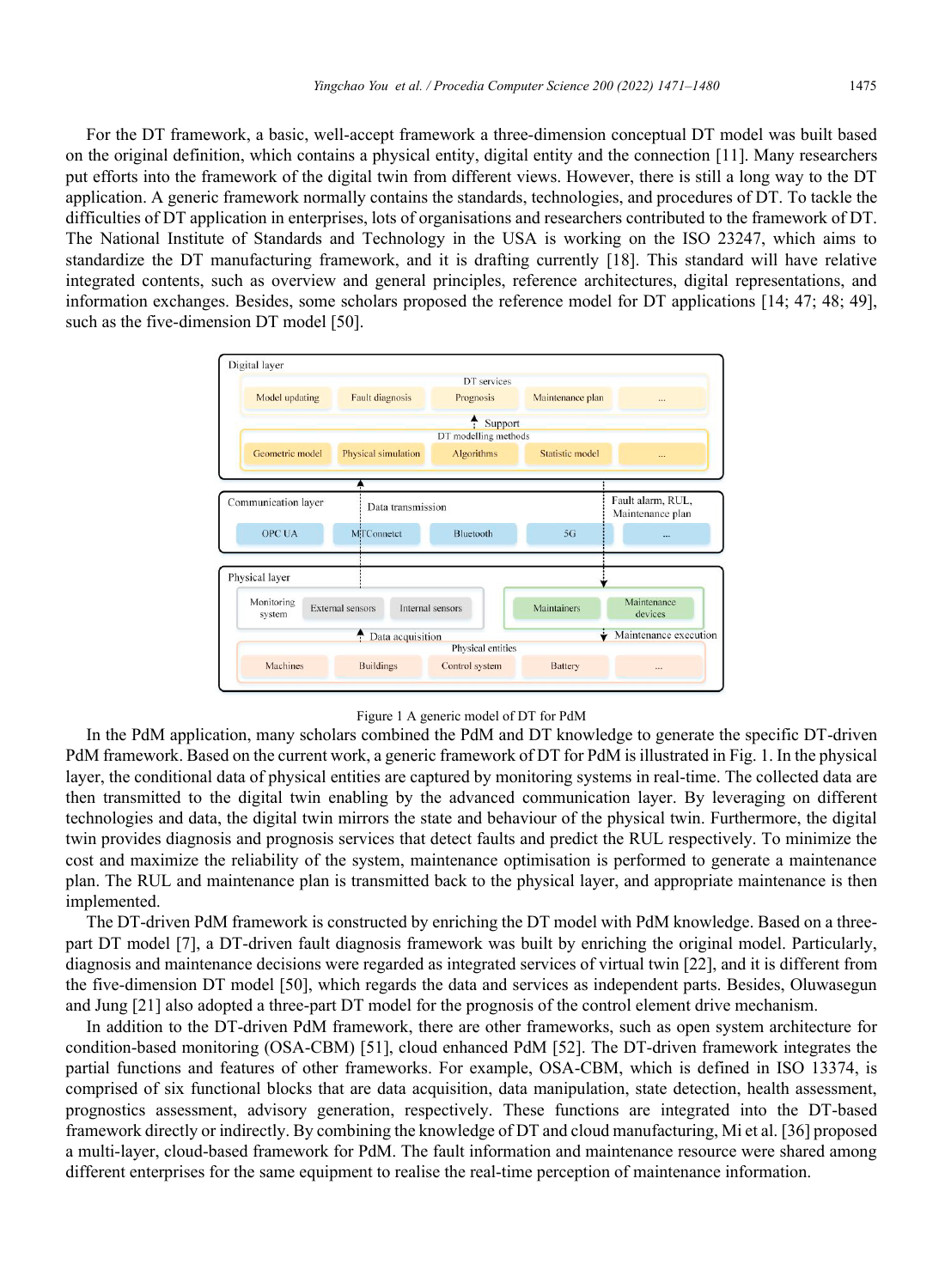For the DT framework, a basic, well-accept framework a three-dimension conceptual DT model was built based on the original definition, which contains a physical entity, digital entity and the connection [11]. Many researchers put efforts into the framework of the digital twin from different views. However, there is still a long way to the DT application. A generic framework normally contains the standards, technologies, and procedures of DT. To tackle the difficulties of DT application in enterprises, lots of organisations and researchers contributed to the framework of DT. The National Institute of Standards and Technology in the USA is working on the ISO 23247, which aims to standardize the DT manufacturing framework, and it is drafting currently [18]. This standard will have relative integrated contents, such as overview and general principles, reference architectures, digital representations, and information exchanges. Besides, some scholars proposed the reference model for DT applications [14; 47; 48; 49], such as the five-dimension DT model [50].

Figure 1 A generic model of DT for PdM

In the PdM application, many scholars combined the PdM and DT knowledge to generate the specific DT-driven PdM framework. Based on the current work, a generic framework of DT for PdM is illustrated in Fig. 1. In the physical layer, the conditional data of physical entities are captured by monitoring systems in real-time. The collected data are then transmitted to the digital twin enabling by the advanced communication layer. By leveraging on different technologies and data, the digital twin mirrors the state and behaviour of the physical twin. Furthermore, the digital twin provides diagnosis and prognosis services that detect faults and predict the RUL respectively. To minimize the cost and maximize the reliability of the system, maintenance optimisation is performed to generate a maintenance plan. The RUL and maintenance plan is transmitted back to the physical layer, and appropriate maintenance is then implemented.

The DT-driven PdM framework is constructed by enriching the DT model with PdM knowledge. Based on a three-part DT model [7], a DT-driven fault diagnosis framework was built by enriching the original model. Particularly, diagnosis and maintenance decisions were regarded as integrated services of virtual twin [22], and it is different from the five-dimension DT model [50], which regards the data and services as independent parts. Besides, Oluwasegun and Jung [21] also adopted a three-part DT model for the prognosis of the control element drive mechanism.

In addition to the DT-driven PdM framework, there are other frameworks, such as open system architecture for condition-based monitoring (OSA-CBM) [51], cloud enhanced PdM [52]. The DT-driven framework integrates the partial functions and features of other frameworks. For example, OSA-CBM, which is defined in ISO 13374, is comprised of six functional blocks that are data acquisition, data manipulation, state detection, health assessment, prognostics assessment, advisory generation, respectively. These functions are integrated into the DT-based framework directly or indirectly. By combining the knowledge of DT and cloud manufacturing, Mi et al. [36] proposed a multi-layer, cloud-based framework for PdM. The fault information and maintenance resource were shared among different enterprises for the same equipment to realise the real-time perception of maintenance information.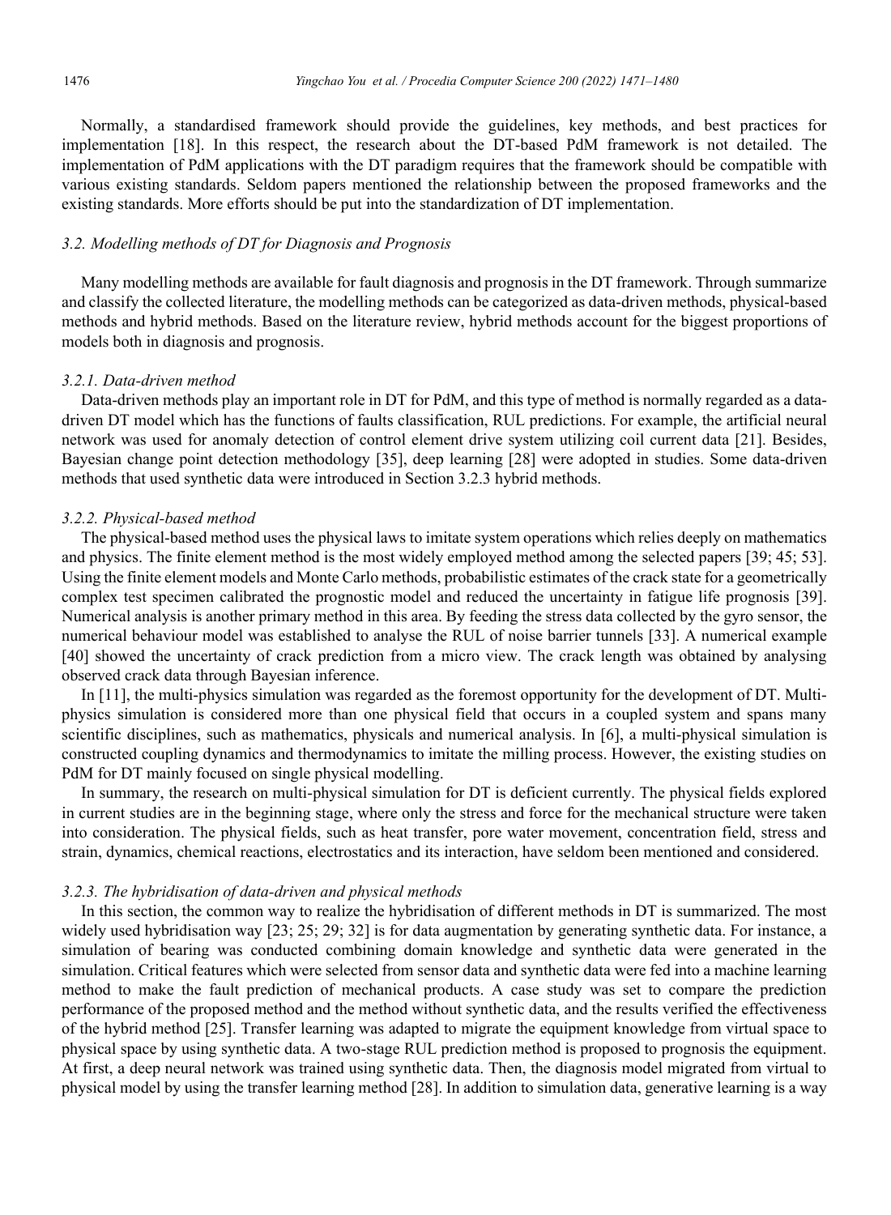Normally, a standardised framework should provide the guidelines, key methods, and best practices for implementation [18]. In this respect, the research about the DT-based PdM framework is not detailed. The implementation of PdM applications with the DT paradigm requires that the framework should be compatible with various existing standards. Seldom papers mentioned the relationship between the proposed frameworks and the existing standards. More efforts should be put into the standardization of DT implementation.

### *3.2. Modelling methods of DT for Diagnosis and Prognosis*

Many modelling methods are available for fault diagnosis and prognosis in the DT framework. Through summarize and classify the collected literature, the modelling methods can be categorized as data-driven methods, physical-based methods and hybrid methods. Based on the literature review, hybrid methods account for the biggest proportions of models both in diagnosis and prognosis.

#### *3.2.1. Data-driven method*

Data-driven methods play an important role in DT for PdM, and this type of method is normally regarded as a data-driven DT model which has the functions of faults classification, RUL predictions. For example, the artificial neural network was used for anomaly detection of control element drive system utilizing coil current data [21]. Besides, Bayesian change point detection methodology [35], deep learning [28] were adopted in studies. Some data-driven methods that used synthetic data were introduced in Section 3.2.3 hybrid methods.

#### *3.2.2. Physical-based method*

The physical-based method uses the physical laws to imitate system operations which relies deeply on mathematics and physics. The finite element method is the most widely employed method among the selected papers [39; 45; 53]. Using the finite element models and Monte Carlo methods, probabilistic estimates of the crack state for a geometrically complex test specimen calibrated the prognostic model and reduced the uncertainty in fatigue life prognosis [39]. Numerical analysis is another primary method in this area. By feeding the stress data collected by the gyro sensor, the numerical behaviour model was established to analyse the RUL of noise barrier tunnels [33]. A numerical example [40] showed the uncertainty of crack prediction from a micro view. The crack length was obtained by analysing observed crack data through Bayesian inference.

In [11], the multi-physics simulation was regarded as the foremost opportunity for the development of DT. Multi-physics simulation is considered more than one physical field that occurs in a coupled system and spans many scientific disciplines, such as mathematics, physicals and numerical analysis. In [6], a multi-physical simulation is constructed coupling dynamics and thermodynamics to imitate the milling process. However, the existing studies on PdM for DT mainly focused on single physical modelling.

In summary, the research on multi-physical simulation for DT is deficient currently. The physical fields explored in current studies are in the beginning stage, where only the stress and force for the mechanical structure were taken into consideration. The physical fields, such as heat transfer, pore water movement, concentration field, stress and strain, dynamics, chemical reactions, electrostatics and its interaction, have seldom been mentioned and considered.

#### *3.2.3. The hybridisation of data-driven and physical methods*

In this section, the common way to realize the hybridisation of different methods in DT is summarized. The most widely used hybridisation way [23; 25; 29; 32] is for data augmentation by generating synthetic data. For instance, a simulation of bearing was conducted combining domain knowledge and synthetic data were generated in the simulation. Critical features which were selected from sensor data and synthetic data were fed into a machine learning method to make the fault prediction of mechanical products. A case study was set to compare the prediction performance of the proposed method and the method without synthetic data, and the results verified the effectiveness of the hybrid method [25]. Transfer learning was adapted to migrate the equipment knowledge from virtual space to physical space by using synthetic data. A two-stage RUL prediction method is proposed to prognosis the equipment. At first, a deep neural network was trained using synthetic data. Then, the diagnosis model migrated from virtual to physical model by using the transfer learning method [28]. In addition to simulation data, generative learning is a way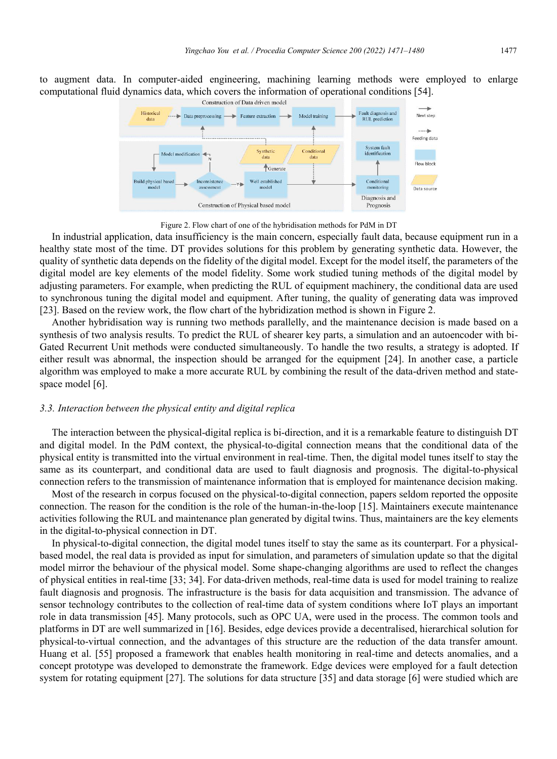to augment data. In computer-aided engineering, machining learning methods were employed to enlarge computational fluid dynamics data, which covers the information of operational conditions [54].

Figure 2. Flow chart of one of the hybridisation methods for PdM in DT

In industrial application, data insufficiency is the main concern, especially fault data, because equipment run in a healthy state most of the time. DT provides solutions for this problem by generating synthetic data. However, the quality of synthetic data depends on the fidelity of the digital model. Except for the model itself, the parameters of the digital model are key elements of the model fidelity. Some work studied tuning methods of the digital model by adjusting parameters. For example, when predicting the RUL of equipment machinery, the conditional data are used to synchronous tuning the digital model and equipment. After tuning, the quality of generating data was improved [23]. Based on the review work, the flow chart of the hybridization method is shown in Figure 2.

Another hybridisation way is running two methods parallelly, and the maintenance decision is made based on a synthesis of two analysis results. To predict the RUL of shearer key parts, a simulation and an autoencoder with bi-Gated Recurrent Unit methods were conducted simultaneously. To handle the two results, a strategy is adopted. If either result was abnormal, the inspection should be arranged for the equipment [24]. In another case, a particle algorithm was employed to make a more accurate RUL by combining the result of the data-driven method and state-space model [6].

### *3.3. Interaction between the physical entity and digital replica*

The interaction between the physical-digital replica is bi-direction, and it is a remarkable feature to distinguish DT and digital model. In the PdM context, the physical-to-digital connection means that the conditional data of the physical entity is transmitted into the virtual environment in real-time. Then, the digital model tunes itself to stay the same as its counterpart, and conditional data are used to fault diagnosis and prognosis. The digital-to-physical connection refers to the transmission of maintenance information that is employed for maintenance decision making.

Most of the research in corpus focused on the physical-to-digital connection, papers seldom reported the opposite connection. The reason for the condition is the role of the human-in-the-loop [15]. Maintainers execute maintenance activities following the RUL and maintenance plan generated by digital twins. Thus, maintainers are the key elements in the digital-to-physical connection in DT.

In physical-to-digital connection, the digital model tunes itself to stay the same as its counterpart. For a physical-based model, the real data is provided as input for simulation, and parameters of simulation update so that the digital model mirror the behaviour of the physical model. Some shape-changing algorithms are used to reflect the changes of physical entities in real-time [33; 34]. For data-driven methods, real-time data is used for model training to realize fault diagnosis and prognosis. The infrastructure is the basis for data acquisition and transmission. The advance of sensor technology contributes to the collection of real-time data of system conditions where IoT plays an important role in data transmission [45]. Many protocols, such as OPC UA, were used in the process. The common tools and platforms in DT are well summarized in [16]. Besides, edge devices provide a decentralised, hierarchical solution for physical-to-virtual connection, and the advantages of this structure are the reduction of the data transfer amount. Huang et al. [55] proposed a framework that enables health monitoring in real-time and detects anomalies, and a concept prototype was developed to demonstrate the framework. Edge devices were employed for a fault detection system for rotating equipment [27]. The solutions for data structure [35] and data storage [6] were studied which are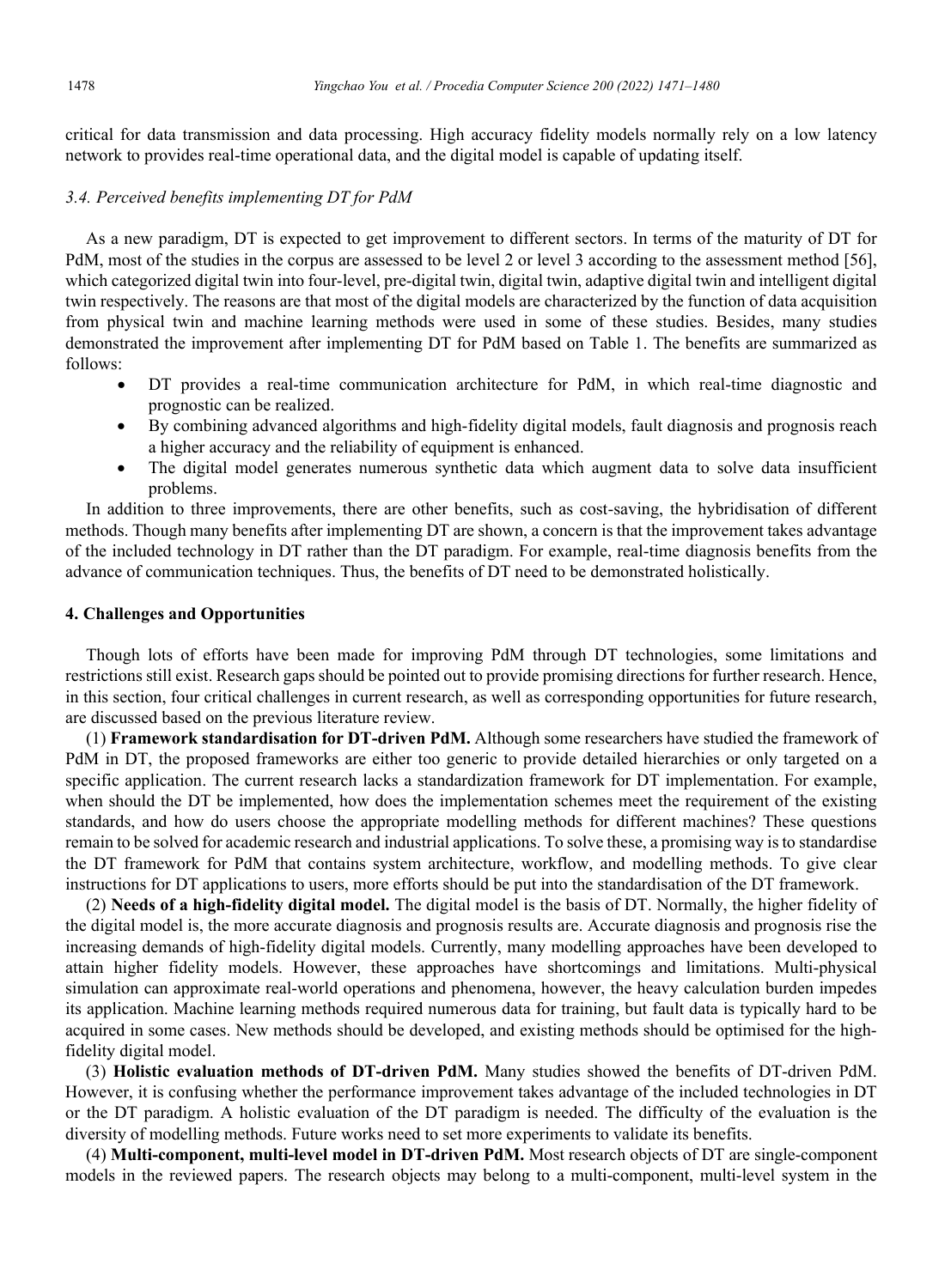critical for data transmission and data processing. High accuracy fidelity models normally rely on a low latency network to provides real-time operational data, and the digital model is capable of updating itself.

### *3.4. Perceived benefits implementing DT for PdM*

As a new paradigm, DT is expected to get improvement to different sectors. In terms of the maturity of DT for PdM, most of the studies in the corpus are assessed to be level 2 or level 3 according to the assessment method [56], which categorized digital twin into four-level, pre-digital twin, digital twin, adaptive digital twin and intelligent digital twin respectively. The reasons are that most of the digital models are characterized by the function of data acquisition from physical twin and machine learning methods were used in some of these studies. Besides, many studies demonstrated the improvement after implementing DT for PdM based on Table 1. The benefits are summarized as follows:

- DT provides a real-time communication architecture for PdM, in which real-time diagnostic and prognostic can be realized.
- By combining advanced algorithms and high-fidelity digital models, fault diagnosis and prognosis reach a higher accuracy and the reliability of equipment is enhanced.
- The digital model generates numerous synthetic data which augment data to solve data insufficient problems.

In addition to three improvements, there are other benefits, such as cost-saving, the hybridisation of different methods. Though many benefits after implementing DT are shown, a concern is that the improvement takes advantage of the included technology in DT rather than the DT paradigm. For example, real-time diagnosis benefits from the advance of communication techniques. Thus, the benefits of DT need to be demonstrated holistically.

## 4. Challenges and Opportunities

Though lots of efforts have been made for improving PdM through DT technologies, some limitations and restrictions still exist. Research gaps should be pointed out to provide promising directions for further research. Hence, in this section, four critical challenges in current research, as well as corresponding opportunities for future research, are discussed based on the previous literature review.

(1) **Framework standardisation for DT-driven PdM.** Although some researchers have studied the framework of PdM in DT, the proposed frameworks are either too generic to provide detailed hierarchies or only targeted on a specific application. The current research lacks a standardization framework for DT implementation. For example, when should the DT be implemented, how does the implementation schemes meet the requirement of the existing standards, and how do users choose the appropriate modelling methods for different machines? These questions remain to be solved for academic research and industrial applications. To solve these, a promising way is to standardise the DT framework for PdM that contains system architecture, workflow, and modelling methods. To give clear instructions for DT applications to users, more efforts should be put into the standardisation of the DT framework.

(2) **Needs of a high-fidelity digital model.** The digital model is the basis of DT. Normally, the higher fidelity of the digital model is, the more accurate diagnosis and prognosis results are. Accurate diagnosis and prognosis rise the increasing demands of high-fidelity digital models. Currently, many modelling approaches have been developed to attain higher fidelity models. However, these approaches have shortcomings and limitations. Multi-physical simulation can approximate real-world operations and phenomena, however, the heavy calculation burden impedes its application. Machine learning methods required numerous data for training, but fault data is typically hard to be acquired in some cases. New methods should be developed, and existing methods should be optimised for the high-fidelity digital model.

(3) **Holistic evaluation methods of DT-driven PdM.** Many studies showed the benefits of DT-driven PdM. However, it is confusing whether the performance improvement takes advantage of the included technologies in DT or the DT paradigm. A holistic evaluation of the DT paradigm is needed. The difficulty of the evaluation is the diversity of modelling methods. Future works need to set more experiments to validate its benefits.

(4) **Multi-component, multi-level model in DT-driven PdM.** Most research objects of DT are single-component models in the reviewed papers. The research objects may belong to a multi-component, multi-level system in the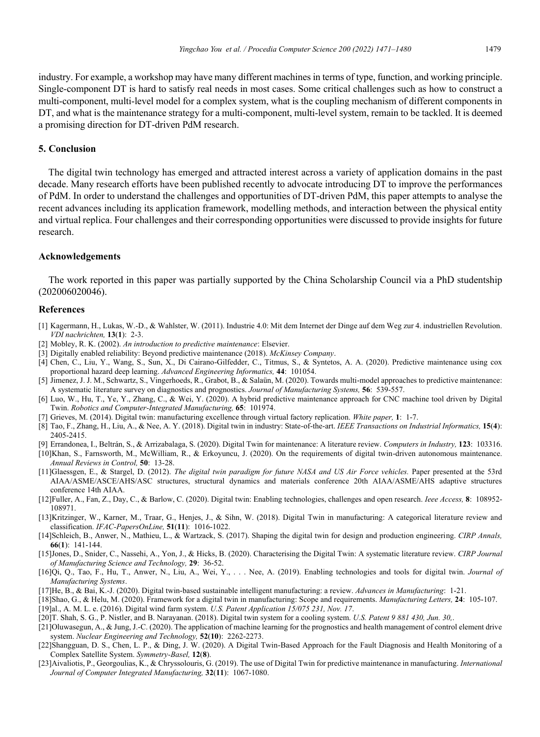industry. For example, a workshop may have many different machines in terms of type, function, and working principle. Single-component DT is hard to satisfy real needs in most cases. Some critical challenges such as how to construct a multi-component, multi-level model for a complex system, what is the coupling mechanism of different components in DT, and what is the maintenance strategy for a multi-component, multi-level system, remain to be tackled. It is deemed a promising direction for DT-driven PdM research.

## 5. Conclusion

The digital twin technology has emerged and attracted interest across a variety of application domains in the past decade. Many research efforts have been published recently to advocate introducing DT to improve the performances of PdM. In order to understand the challenges and opportunities of DT-driven PdM, this paper attempts to analyse the recent advances including its application framework, modelling methods, and interaction between the physical entity and virtual replica. Four challenges and their corresponding opportunities were discussed to provide insights for future research.

## Acknowledgements

The work reported in this paper was partially supported by the China Scholarship Council via a PhD studentship (202006020046).

## References

[1] Kagermann, H., Lukas, W.-D., & Wahlster, W. (2011). Industrie 4.0: Mit dem Internet der Dinge auf dem Weg zur 4. industriellen Revolution. *VDI nachrichten,* **13**(**1**): 2-3.

[2] Mobley, R. K. (2002). *An introduction to predictive maintenance*: Elsevier.

[3] Digitally enabled reliability: Beyond predictive maintenance (2018). *McKinsey Company*.

[4] Chen, C., Liu, Y., Wang, S., Sun, X., Di Cairano-Gilfedder, C., Titmus, S., & Syntetos, A. A. (2020). Predictive maintenance using cox proportional hazard deep learning. *Advanced Engineering Informatics,* **44**: 101054.

[5] Jimenez, J. J. M., Schwartz, S., Vingerhoeds, R., Grabot, B., & Salaün, M. (2020). Towards multi-model approaches to predictive maintenance: A systematic literature survey on diagnostics and prognostics. *Journal of Manufacturing Systems,* **56**: 539-557.

[6] Luo, W., Hu, T., Ye, Y., Zhang, C., & Wei, Y. (2020). A hybrid predictive maintenance approach for CNC machine tool driven by Digital Twin. *Robotics and Computer-Integrated Manufacturing,* **65**: 101974.

[7] Grieves, M. (2014). Digital twin: manufacturing excellence through virtual factory replication. *White paper,* **1**: 1-7.

[8] Tao, F., Zhang, H., Liu, A., & Nee, A. Y. (2018). Digital twin in industry: State-of-the-art. *IEEE Transactions on Industrial Informatics,* **15**(**4**): 2405-2415.

[9] Errandonea, I., Beltrán, S., & Arrizabalaga, S. (2020). Digital Twin for maintenance: A literature review. *Computers in Industry,* **123**: 103316.

[10]Khan, S., Farnsworth, M., McWilliam, R., & Erkoyuncu, J. (2020). On the requirements of digital twin-driven autonomous maintenance. *Annual Reviews in Control,* **50**: 13-28.

[11]Glaessgen, E., & Stargel, D. (2012). *The digital twin paradigm for future NASA and US Air Force vehicles.* Paper presented at the 53rd AIAA/ASME/ASCE/AHS/ASC structures, structural dynamics and materials conference 20th AIAA/ASME/AHS adaptive structures conference 14th AIAA.

[12]Fuller, A., Fan, Z., Day, C., & Barlow, C. (2020). Digital twin: Enabling technologies, challenges and open research. *Ieee Access,* **8**: 108952-108971.

[13]Kritzinger, W., Karner, M., Traar, G., Henjes, J., & Sihn, W. (2018). Digital Twin in manufacturing: A categorical literature review and classification. *IFAC-PapersOnLine,* **51**(**11**): 1016-1022.

[14]Schleich, B., Anwer, N., Mathieu, L., & Wartzack, S. (2017). Shaping the digital twin for design and production engineering. *CIRP Annals,* **66**(**1**): 141-144.

[15]Jones, D., Snider, C., Nassehi, A., Yon, J., & Hicks, B. (2020). Characterising the Digital Twin: A systematic literature review. *CIRP Journal of Manufacturing Science and Technology,* **29**: 36-52.

[16]Qi, Q., Tao, F., Hu, T., Anwer, N., Liu, A., Wei, Y., . . . Nee, A. (2019). Enabling technologies and tools for digital twin. *Journal of Manufacturing Systems*.

[17]He, B., & Bai, K.-J. (2020). Digital twin-based sustainable intelligent manufacturing: a review. *Advances in Manufacturing*: 1-21.

[18]Shao, G., & Helu, M. (2020). Framework for a digital twin in manufacturing: Scope and requirements. *Manufacturing Letters,* **24**: 105-107.

[19]al., A. M. L. e. (2016). Digital wind farm system. *U.S. Patent Application 15/075 231, Nov. 17*.

[20]T. Shah, S. G., P. Nistler, and B. Narayanan. (2018). Digital twin system for a cooling system. *U.S. Patent 9 881 430, Jun. 30,*.

[21]Oluwasegun, A., & Jung, J.-C. (2020). The application of machine learning for the prognostics and health management of control element drive system. *Nuclear Engineering and Technology,* **52**(**10**): 2262-2273.

[22]Shangguan, D. S., Chen, L. P., & Ding, J. W. (2020). A Digital Twin-Based Approach for the Fault Diagnosis and Health Monitoring of a Complex Satellite System. *Symmetry-Basel,* **12**(**8**).

[23]Aivaliotis, P., Georgoulias, K., & Chryssolouris, G. (2019). The use of Digital Twin for predictive maintenance in manufacturing. *International Journal of Computer Integrated Manufacturing,* **32**(**11**): 1067-1080.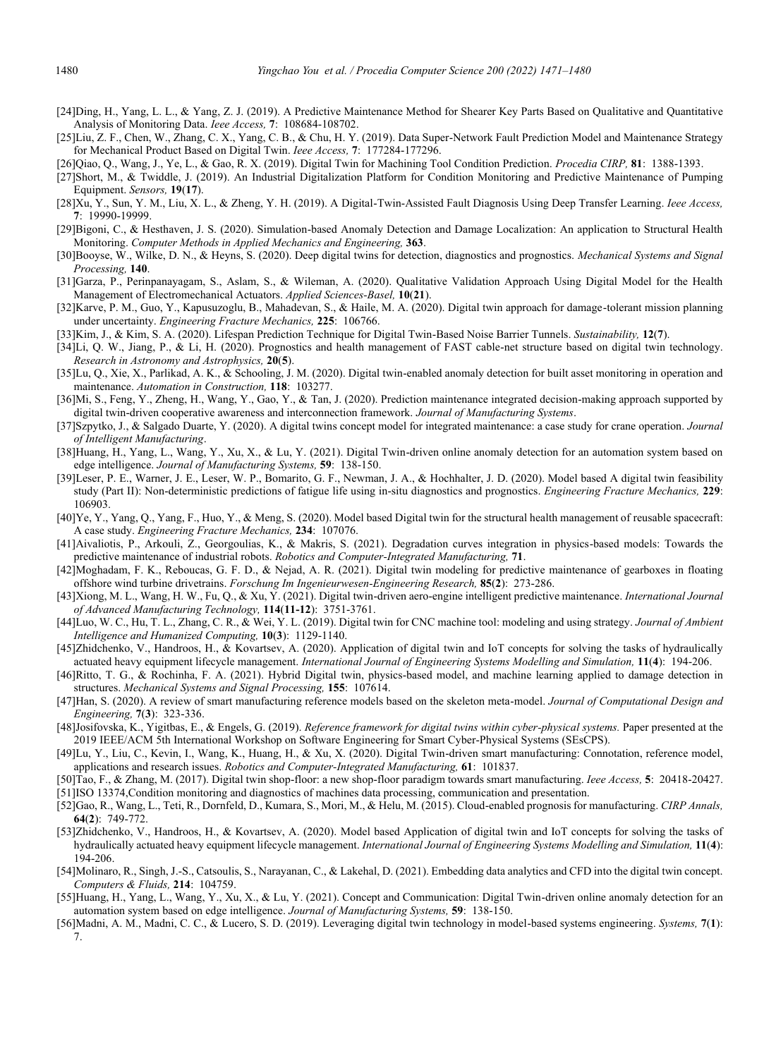[24]Ding, H., Yang, L. L., & Yang, Z. J. (2019). A Predictive Maintenance Method for Shearer Key Parts Based on Qualitative and Quantitative Analysis of Monitoring Data. *Ieee Access,* **7**: 108684-108702.

[25]Liu, Z. F., Chen, W., Zhang, C. X., Yang, C. B., & Chu, H. Y. (2019). Data Super-Network Fault Prediction Model and Maintenance Strategy for Mechanical Product Based on Digital Twin. *Ieee Access,* **7**: 177284-177296.

[26]Qiao, Q., Wang, J., Ye, L., & Gao, R. X. (2019). Digital Twin for Machining Tool Condition Prediction. *Procedia CIRP,* **81**: 1388-1393.

[27]Short, M., & Twiddle, J. (2019). An Industrial Digitalization Platform for Condition Monitoring and Predictive Maintenance of Pumping Equipment. *Sensors,* **19**(**17**).

[28]Xu, Y., Sun, Y. M., Liu, X. L., & Zheng, Y. H. (2019). A Digital-Twin-Assisted Fault Diagnosis Using Deep Transfer Learning. *Ieee Access,* **7**: 19990-19999.

[29]Bigoni, C., & Hesthaven, J. S. (2020). Simulation-based Anomaly Detection and Damage Localization: An application to Structural Health Monitoring. *Computer Methods in Applied Mechanics and Engineering,* **363**.

[30]Booyse, W., Wilke, D. N., & Heyns, S. (2020). Deep digital twins for detection, diagnostics and prognostics. *Mechanical Systems and Signal Processing,* **140**.

[31]Garza, P., Perinpanayagam, S., Aslam, S., & Wileman, A. (2020). Qualitative Validation Approach Using Digital Model for the Health Management of Electromechanical Actuators. *Applied Sciences-Basel,* **10**(**21**).

[32]Karve, P. M., Guo, Y., Kapusuzoglu, B., Mahadevan, S., & Haile, M. A. (2020). Digital twin approach for damage-tolerant mission planning under uncertainty. *Engineering Fracture Mechanics,* **225**: 106766.

[33]Kim, J., & Kim, S. A. (2020). Lifespan Prediction Technique for Digital Twin-Based Noise Barrier Tunnels. *Sustainability,* **12**(**7**).

[34]Li, Q. W., Jiang, P., & Li, H. (2020). Prognostics and health management of FAST cable-net structure based on digital twin technology. *Research in Astronomy and Astrophysics,* **20**(**5**).

[35]Lu, Q., Xie, X., Parlikad, A. K., & Schooling, J. M. (2020). Digital twin-enabled anomaly detection for built asset monitoring in operation and maintenance. *Automation in Construction,* **118**: 103277.

[36]Mi, S., Feng, Y., Zheng, H., Wang, Y., Gao, Y., & Tan, J. (2020). Prediction maintenance integrated decision-making approach supported by digital twin-driven cooperative awareness and interconnection framework. *Journal of Manufacturing Systems*.

[37]Szpytko, J., & Salgado Duarte, Y. (2020). A digital twins concept model for integrated maintenance: a case study for crane operation. *Journal of Intelligent Manufacturing*.

[38]Huang, H., Yang, L., Wang, Y., Xu, X., & Lu, Y. (2021). Digital Twin-driven online anomaly detection for an automation system based on edge intelligence. *Journal of Manufacturing Systems,* **59**: 138-150.

[39]Leser, P. E., Warner, J. E., Leser, W. P., Bomarito, G. F., Newman, J. A., & Hochhalter, J. D. (2020). Model based A digital twin feasibility study (Part II): Non-deterministic predictions of fatigue life using in-situ diagnostics and prognostics. *Engineering Fracture Mechanics,* **229**: 106903.

[40]Ye, Y., Yang, Q., Yang, F., Huo, Y., & Meng, S. (2020). Model based Digital twin for the structural health management of reusable spacecraft: A case study. *Engineering Fracture Mechanics,* **234**: 107076.

[41]Aivaliotis, P., Arkouli, Z., Georgoulias, K., & Makris, S. (2021). Degradation curves integration in physics-based models: Towards the predictive maintenance of industrial robots. *Robotics and Computer-Integrated Manufacturing,* **71**.

[42]Moghadam, F. K., Reboucas, G. F. D., & Nejad, A. R. (2021). Digital twin modeling for predictive maintenance of gearboxes in floating offshore wind turbine drivetrains. *Forschung Im Ingenieurwesen-Engineering Research,* **85**(**2**): 273-286.

[43]Xiong, M. L., Wang, H. W., Fu, Q., & Xu, Y. (2021). Digital twin-driven aero-engine intelligent predictive maintenance. *International Journal of Advanced Manufacturing Technology,* **114**(**11-12**): 3751-3761.

[44]Luo, W. C., Hu, T. L., Zhang, C. R., & Wei, Y. L. (2019). Digital twin for CNC machine tool: modeling and using strategy. *Journal of Ambient Intelligence and Humanized Computing,* **10**(**3**): 1129-1140.

[45]Zhidchenko, V., Handroos, H., & Kovartsev, A. (2020). Application of digital twin and IoT concepts for solving the tasks of hydraulically actuated heavy equipment lifecycle management. *International Journal of Engineering Systems Modelling and Simulation,* **11**(**4**): 194-206.

[46]Ritto, T. G., & Rochinha, F. A. (2021). Hybrid Digital twin, physics-based model, and machine learning applied to damage detection in structures. *Mechanical Systems and Signal Processing,* **155**: 107614.

[47]Han, S. (2020). A review of smart manufacturing reference models based on the skeleton meta-model. *Journal of Computational Design and Engineering,* **7**(**3**): 323-336.

[48]Josifovska, K., Yigitbas, E., & Engels, G. (2019). *Reference framework for digital twins within cyber-physical systems.* Paper presented at the 2019 IEEE/ACM 5th International Workshop on Software Engineering for Smart Cyber-Physical Systems (SEsCPS).

[49]Lu, Y., Liu, C., Kevin, I., Wang, K., Huang, H., & Xu, X. (2020). Digital Twin-driven smart manufacturing: Connotation, reference model, applications and research issues. *Robotics and Computer-Integrated Manufacturing,* **61**: 101837.

[50]Tao, F., & Zhang, M. (2017). Digital twin shop-floor: a new shop-floor paradigm towards smart manufacturing. *Ieee Access,* **5**: 20418-20427.

[51]ISO 13374,Condition monitoring and diagnostics of machines data processing, communication and presentation.

[52]Gao, R., Wang, L., Teti, R., Dornfeld, D., Kumara, S., Mori, M., & Helu, M. (2015). Cloud-enabled prognosis for manufacturing. *CIRP Annals,* **64**(**2**): 749-772.

[53]Zhidchenko, V., Handroos, H., & Kovartsev, A. (2020). Model based Application of digital twin and IoT concepts for solving the tasks of hydraulically actuated heavy equipment lifecycle management. *International Journal of Engineering Systems Modelling and Simulation,* **11**(**4**): 194-206.

[54]Molinaro, R., Singh, J.-S., Catsoulis, S., Narayanan, C., & Lakehal, D. (2021). Embedding data analytics and CFD into the digital twin concept. *Computers & Fluids,* **214**: 104759.

[55]Huang, H., Yang, L., Wang, Y., Xu, X., & Lu, Y. (2021). Concept and Communication: Digital Twin-driven online anomaly detection for an automation system based on edge intelligence. *Journal of Manufacturing Systems,* **59**: 138-150.

[56]Madni, A. M., Madni, C. C., & Lucero, S. D. (2019). Leveraging digital twin technology in model-based systems engineering. *Systems,* **7**(**1**): 7.